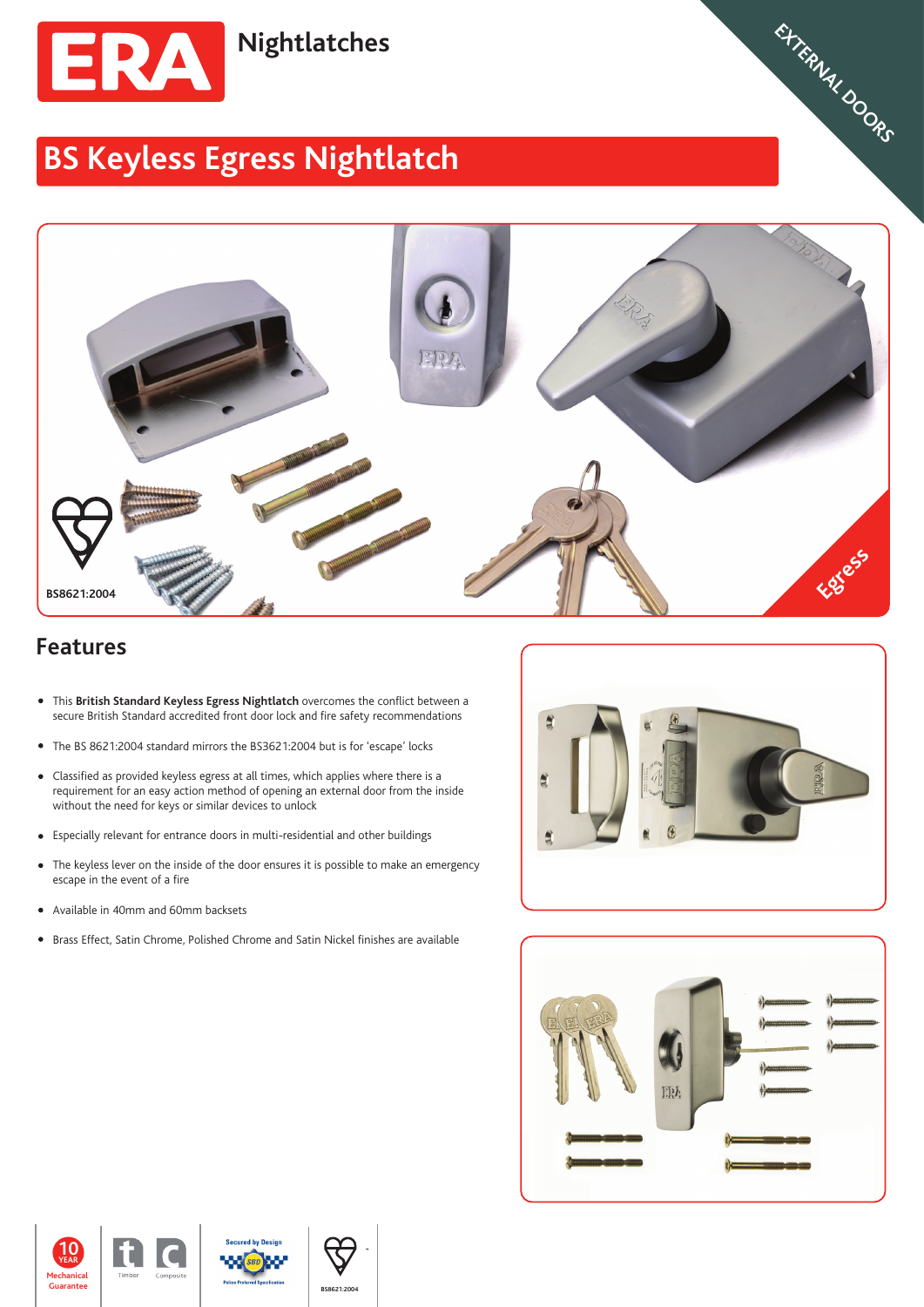# Nightlatches

EXTERNAL DOORS

## BS Keyless Egress Nightlatch

BS8621:2004

Egress

## Features

- This **British Standard Keyless Egress Nightlatch** overcomes the conflict between a secure British Standard accredited front door lock and fire safety recommendations
- The BS 8621:2004 standard mirrors the BS3621:2004 but is for 'escape' locks
- Classified as provided keyless egress at all times, which applies where there is a requirement for an easy action method of opening an external door from the inside without the need for keys or similar devices to unlock
- Especially relevant for entrance doors in multi-residential and other buildings
- The keyless lever on the inside of the door ensures it is possible to make an emergency escape in the event of a fire
- Available in 40mm and 60mm backsets
- Brass Effect, Satin Chrome, Polished Chrome and Satin Nickel finishes are available

10 YEAR Mechanical Guarantee

Timber Composite

Secured by Design SBD Police Preferred Specification

BS8621:2004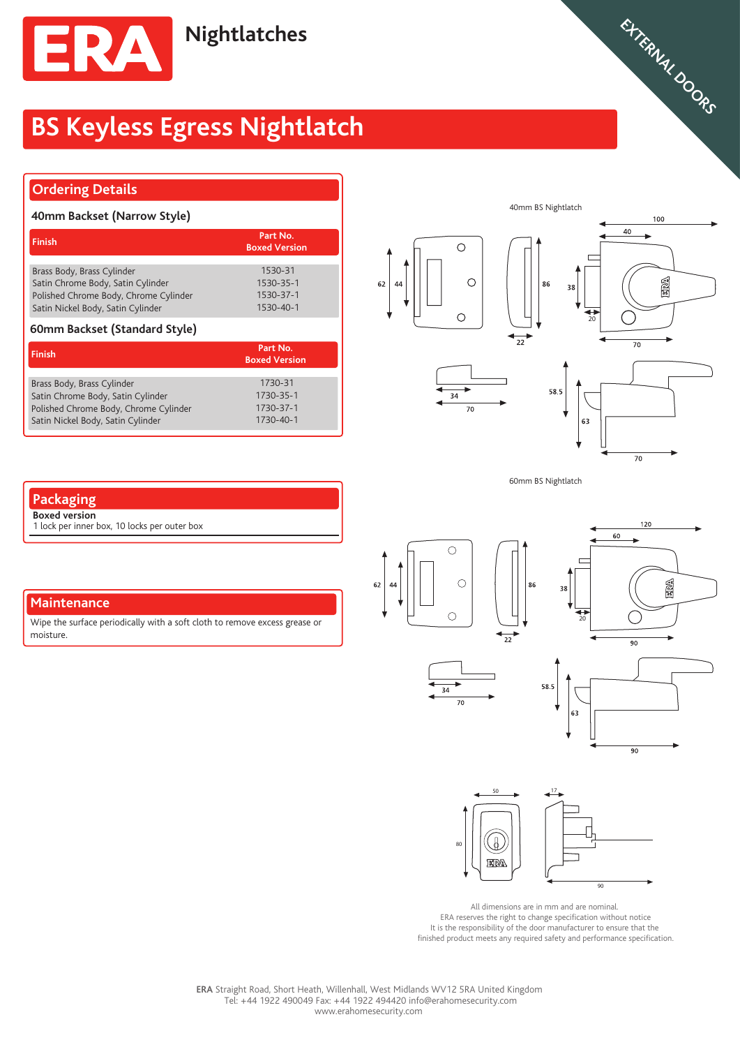# ERA Nightlatches

EXTERNAL DOORS

## BS Keyless Egress Nightlatch

### Ordering Details

#### 40mm Backset (Narrow Style)

| Finish | Part No. Boxed Version |
|---|---|
| Brass Body, Brass Cylinder | 1530-31 |
| Satin Chrome Body, Satin Cylinder | 1530-35-1 |
| Polished Chrome Body, Chrome Cylinder | 1530-37-1 |
| Satin Nickel Body, Satin Cylinder | 1530-40-1 |

#### 60mm Backset (Standard Style)

| Finish | Part No. Boxed Version |
|---|---|
| Brass Body, Brass Cylinder | 1730-31 |
| Satin Chrome Body, Satin Cylinder | 1730-35-1 |
| Polished Chrome Body, Chrome Cylinder | 1730-37-1 |
| Satin Nickel Body, Satin Cylinder | 1730-40-1 |

### Packaging

**Boxed version**
1 lock per inner box, 10 locks per outer box

### Maintenance

Wipe the surface periodically with a soft cloth to remove excess grease or moisture.

40mm BS Nightlatch

62 44 86 22 100 40 38 20 70 34 70 58.5 63 70

60mm BS Nightlatch

62 44 86 22 120 60 38 20 90 34 70 58.5 63 90

50 80 17 90

All dimensions are in mm and are nominal.
ERA reserves the right to change specification without notice
It is the responsibility of the door manufacturer to ensure that the finished product meets any required safety and performance specification.

**ERA** Straight Road, Short Heath, Willenhall, West Midlands WV12 5RA United Kingdom
Tel: +44 1922 490049 Fax: +44 1922 494420 info@erahomesecurity.com
www.erahomesecurity.com